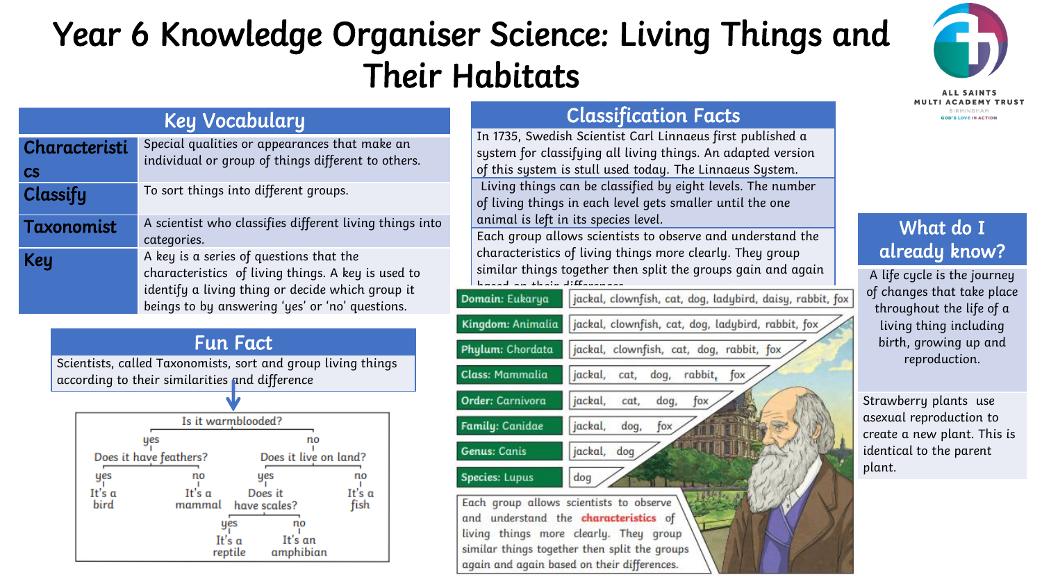# Year 6 Knowledge Organiser Science: Living Things and Their Habitats

## Key Vocabulary

| Term | Definition |
|---|---|
| Characteristics | Special qualities or appearances that make an individual or group of things different to others. |
| Classify | To sort things into different groups. |
| Taxonomist | A scientist who classifies different living things into categories. |
| Key | A key is a series of questions that the characteristics of living things. A key is used to identify a living thing or decide which group it beings to by answering 'yes' or 'no' questions. |

## Fun Fact

Scientists, called Taxonomists, sort and group living things according to their similarities and difference

Is it warmblooded?
- yes → Does it have feathers?
  - yes → It's a bird
  - no → It's a mammal
- no → Does it live on land?
  - yes → Does it have scales?
    - yes → It's a reptile
    - no → It's an amphibian
  - no → It's a fish

## Classification Facts

In 1735, Swedish Scientist Carl Linnaeus first published a system for classifying all living things. An adapted version of this system is stull used today. The Linnaeus System.

Living things can be classified by eight levels. The number of living things in each level gets smaller until the one animal is left in its species level.

Each group allows scientists to observe and understand the characteristics of living things more clearly. They group similar things together then split the groups gain and again based on their differences.

| Level | Living things |
|---|---|
| Domain: Eukarya | jackal, clownfish, cat, dog, ladybird, daisy, rabbit, fox |
| Kingdom: Animalia | jackal, clownfish, cat, dog, ladybird, rabbit, fox |
| Phylum: Chordata | jackal, clownfish, cat, dog, rabbit, fox |
| Class: Mammalia | jackal, cat, dog, rabbit, fox |
| Order: Carnivora | jackal, cat, dog, fox |
| Family: Canidae | jackal, dog, fox |
| Genus: Canis | jackal, dog |
| Species: Lupus | dog |

Each group allows scientists to observe and understand the **characteristics** of living things more clearly. They group similar things together then split the groups again and again based on their differences.

## What do I already know?

A life cycle is the journey of changes that take place throughout the life of a living thing including birth, growing up and reproduction.

Strawberry plants use asexual reproduction to create a new plant. This is identical to the parent plant.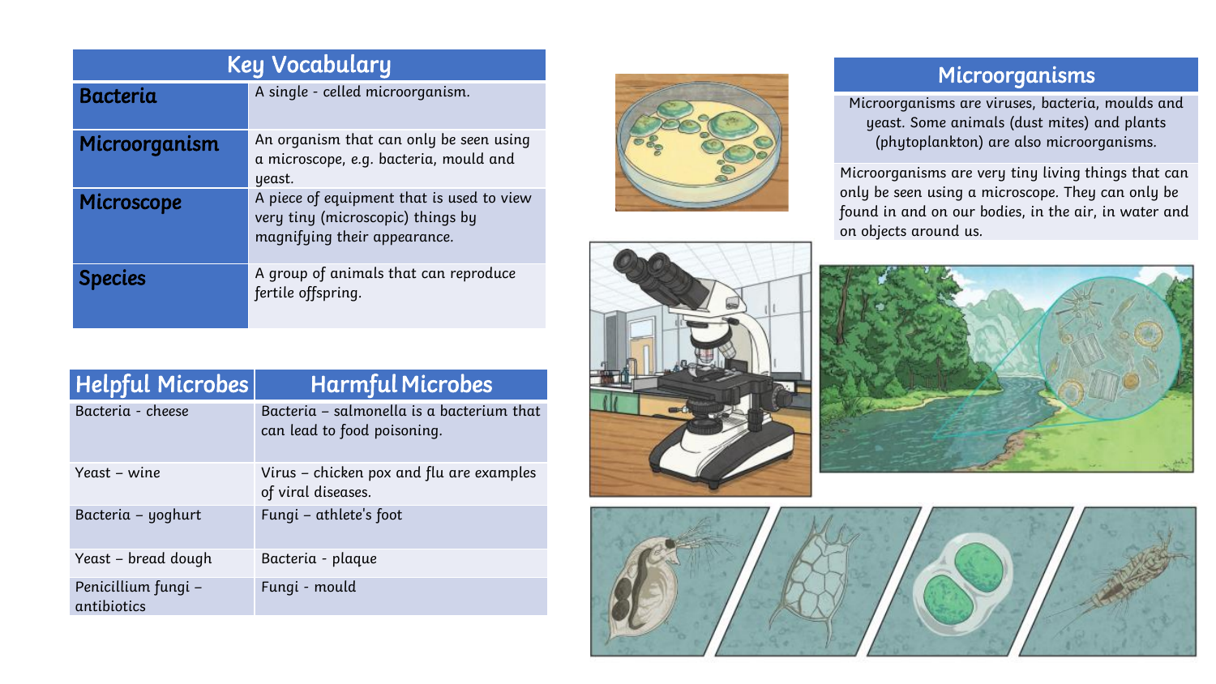## Key Vocabulary

| | |
|---|---|
| **Bacteria** | A single - celled microorganism. |
| **Microorganism** | An organism that can only be seen using a microscope, e.g. bacteria, mould and yeast. |
| **Microscope** | A piece of equipment that is used to view very tiny (microscopic) things by magnifying their appearance. |
| **Species** | A group of animals that can reproduce fertile offspring. |

| Helpful Microbes | Harmful Microbes |
|---|---|
| Bacteria - cheese | Bacteria – salmonella is a bacterium that can lead to food poisoning. |
| Yeast – wine | Virus – chicken pox and flu are examples of viral diseases. |
| Bacteria – yoghurt | Fungi – athlete's foot |
| Yeast – bread dough | Bacteria - plaque |
| Penicillium fungi – antibiotics | Fungi - mould |

## Microorganisms

Microorganisms are viruses, bacteria, moulds and yeast. Some animals (dust mites) and plants (phytoplankton) are also microorganisms.

Microorganisms are very tiny living things that can only be seen using a microscope. They can only be found in and on our bodies, in the air, in water and on objects around us.